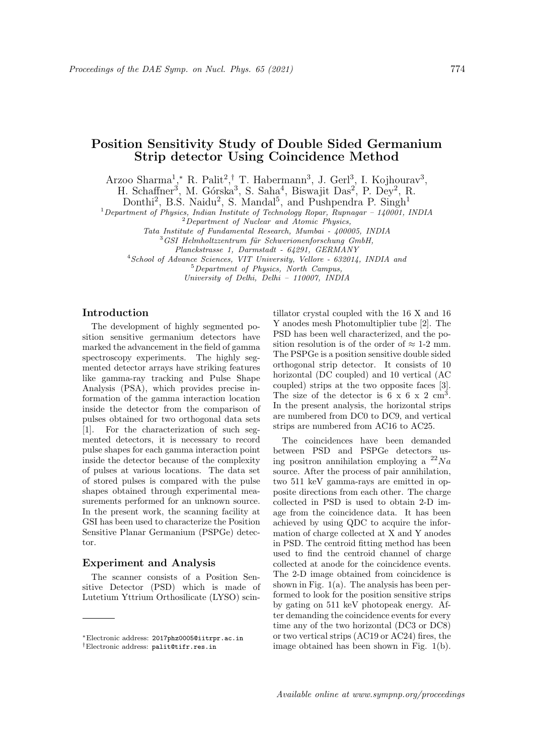# Position Sensitivity Study of Double Sided Germanium Strip detector Using Coincidence Method

Arzoo Sharma[1,*] R. Palit[2,†] T. Habermann[3], J. Gerl[3], I. Kojhourav[3], H. Schaffner[3], M. Górska[3], S. Saha[4], Biswajit Das[2], P. Dey[2], R. Donthi[2], B.S. Naidu[2], S. Mandal[5], and Pushpendra P. Singh[1]

[1] *Department of Physics, Indian Institute of Technology Ropar, Rupnagar – 140001, INDIA*
[2] *Department of Nuclear and Atomic Physics, Tata Institute of Fundamental Research, Mumbai - 400005, INDIA*
[3] *GSI Helmholtzzentrum für Schwerionenforschung GmbH, Planckstrasse 1, Darmstadt - 64291, GERMANY*
[4] *School of Advance Sciences, VIT University, Vellore - 632014, INDIA and*
[5] *Department of Physics, North Campus, University of Delhi, Delhi – 110007, INDIA*

## Introduction

The development of highly segmented position sensitive germanium detectors have marked the advancement in the field of gamma spectroscopy experiments. The highly segmented detector arrays have striking features like gamma-ray tracking and Pulse Shape Analysis (PSA), which provides precise information of the gamma interaction location inside the detector from the comparison of pulses obtained for two orthogonal data sets [1]. For the characterization of such segmented detectors, it is necessary to record pulse shapes for each gamma interaction point inside the detector because of the complexity of pulses at various locations. The data set of stored pulses is compared with the pulse shapes obtained through experimental measurements performed for an unknown source. In the present work, the scanning facility at GSI has been used to characterize the Position Sensitive Planar Germanium (PSPGe) detector.

## Experiment and Analysis

The scanner consists of a Position Sensitive Detector (PSD) which is made of Lutetium Yttrium Orthosilicate (LYSO) scintillator crystal coupled with the 16 X and 16 Y anodes mesh Photomultiplier tube [2]. The PSD has been well characterized, and the position resolution is of the order of ≈ 1-2 mm. The PSPGe is a position sensitive double sided orthogonal strip detector. It consists of 10 horizontal (DC coupled) and 10 vertical (AC coupled) strips at the two opposite faces [3]. The size of the detector is 6 x 6 x 2 $cm^3$. In the present analysis, the horizontal strips are numbered from DC0 to DC9, and vertical strips are numbered from AC16 to AC25.

The coincidences have been demanded between PSD and PSPGe detectors using positron annihilation employing a $^{22}Na$ source. After the process of pair annihilation, two 511 keV gamma-rays are emitted in opposite directions from each other. The charge collected in PSD is used to obtain 2-D image from the coincidence data. It has been achieved by using QDC to acquire the information of charge collected at X and Y anodes in PSD. The centroid fitting method has been used to find the centroid channel of charge collected at anode for the coincidence events. The 2-D image obtained from coincidence is shown in Fig. 1(a). The analysis has been performed to look for the position sensitive strips by gating on 511 keV photopeak energy. After demanding the coincidence events for every time any of the two horizontal (DC3 or DC8) or two vertical strips (AC19 or AC24) fires, the image obtained has been shown in Fig. 1(b).

---

*Electronic address: 2017phz0005@iitrpr.ac.in
†Electronic address: palit@tifr.res.in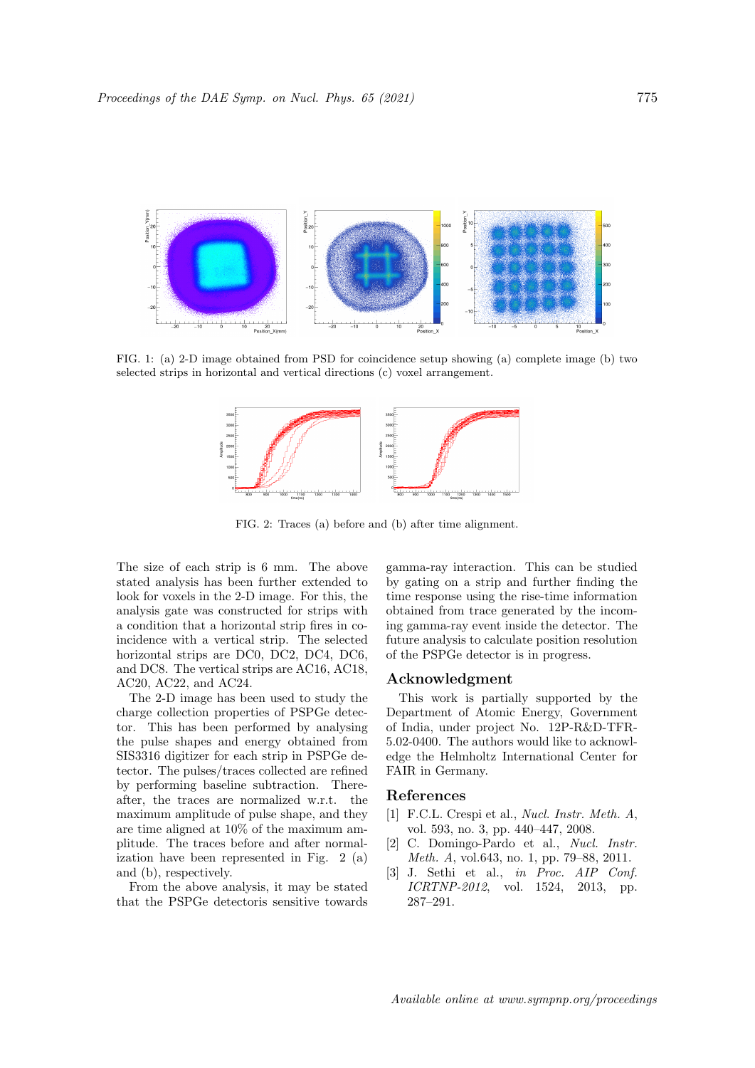Position_Y(mm)
Position_X(mm)
Position_Y
Position_X
Position_Y
Position_X

FIG. 1: (a) 2-D image obtained from PSD for coincidence setup showing (a) complete image (b) two selected strips in horizontal and vertical directions (c) voxel arrangement.

Amplitude
time(ns)
Amplitude
time(ns)

FIG. 2: Traces (a) before and (b) after time alignment.

The size of each strip is 6 mm. The above stated analysis has been further extended to look for voxels in the 2-D image. For this, the analysis gate was constructed for strips with a condition that a horizontal strip fires in coincidence with a vertical strip. The selected horizontal strips are DC0, DC2, DC4, DC6, and DC8. The vertical strips are AC16, AC18, AC20, AC22, and AC24.

The 2-D image has been used to study the charge collection properties of PSPGe detector. This has been performed by analysing the pulse shapes and energy obtained from SIS3316 digitizer for each strip in PSPGe detector. The pulses/traces collected are refined by performing baseline subtraction. Thereafter, the traces are normalized w.r.t. the maximum amplitude of pulse shape, and they are time aligned at 10% of the maximum amplitude. The traces before and after normalization have been represented in Fig. 2 (a) and (b), respectively.

From the above analysis, it may be stated that the PSPGe detectoris sensitive towards gamma-ray interaction. This can be studied by gating on a strip and further finding the time response using the rise-time information obtained from trace generated by the incoming gamma-ray event inside the detector. The future analysis to calculate position resolution of the PSPGe detector is in progress.

## Acknowledgment

This work is partially supported by the Department of Atomic Energy, Government of India, under project No. 12P-R&D-TFR-5.02-0400. The authors would like to acknowledge the Helmholtz International Center for FAIR in Germany.

## References

[1] F.C.L. Crespi et al., *Nucl. Instr. Meth. A*, vol. 593, no. 3, pp. 440–447, 2008.

[2] C. Domingo-Pardo et al., *Nucl. Instr. Meth. A*, vol.643, no. 1, pp. 79–88, 2011.

[3] J. Sethi et al., *in Proc. AIP Conf. ICRTNP-2012*, vol. 1524, 2013, pp. 287–291.